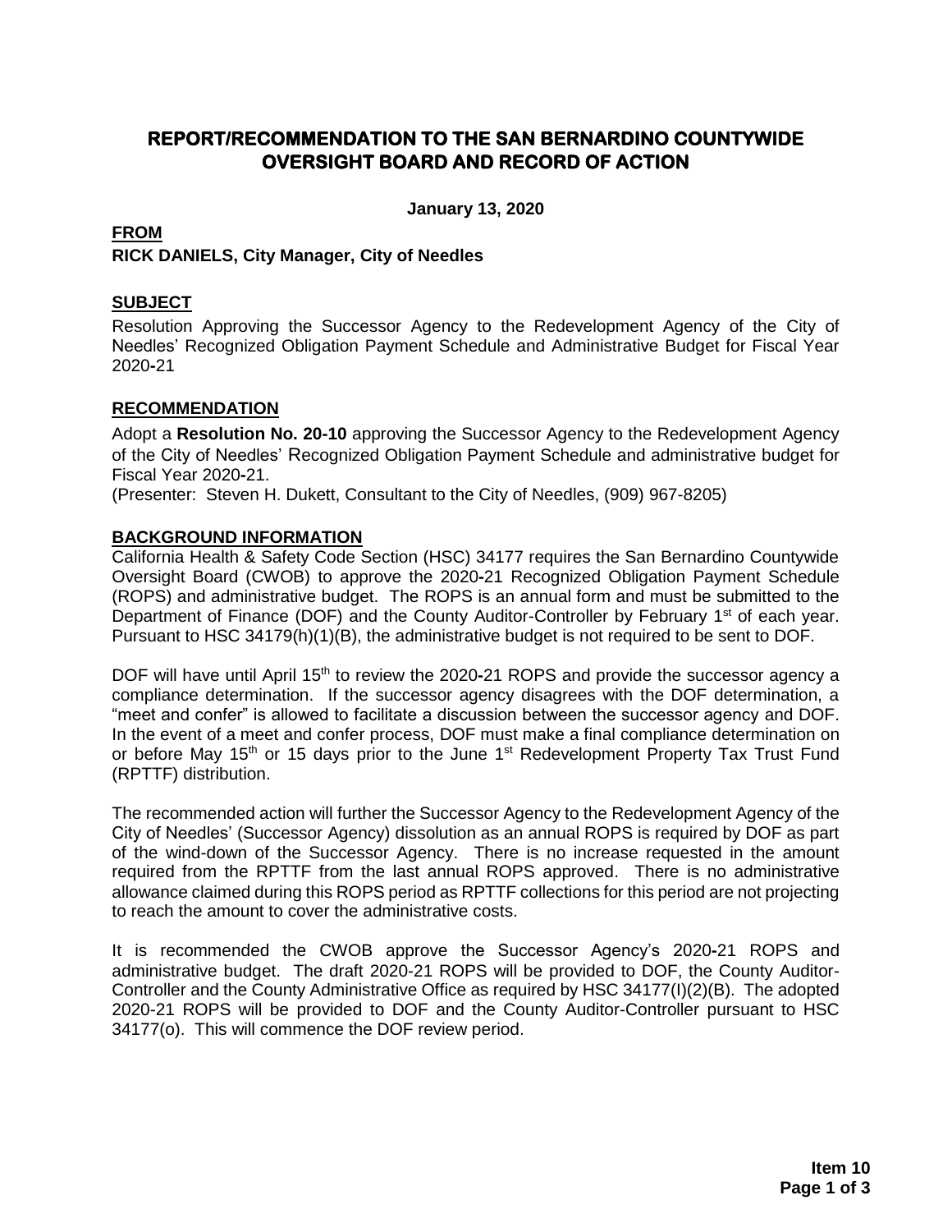# REPORT/RECOMMENDATION TO THE SAN BERNARDINO COUNTYWIDE OVERSIGHT BOARD AND RECORD OF ACTION

**January 13, 2020**

**FROM**

**RICK DANIELS, City Manager, City of Needles**

## SUBJECT

Resolution Approving the Successor Agency to the Redevelopment Agency of the City of Needles' Recognized Obligation Payment Schedule and Administrative Budget for Fiscal Year 2020-21

## RECOMMENDATION

Adopt a **Resolution No. 20-10** approving the Successor Agency to the Redevelopment Agency of the City of Needles' Recognized Obligation Payment Schedule and administrative budget for Fiscal Year 2020-21.

(Presenter: Steven H. Dukett, Consultant to the City of Needles, (909) 967-8205)

## BACKGROUND INFORMATION

California Health & Safety Code Section (HSC) 34177 requires the San Bernardino Countywide Oversight Board (CWOB) to approve the 2020-21 Recognized Obligation Payment Schedule (ROPS) and administrative budget. The ROPS is an annual form and must be submitted to the Department of Finance (DOF) and the County Auditor-Controller by February 1st of each year. Pursuant to HSC 34179(h)(1)(B), the administrative budget is not required to be sent to DOF.

DOF will have until April 15th to review the 2020-21 ROPS and provide the successor agency a compliance determination. If the successor agency disagrees with the DOF determination, a "meet and confer" is allowed to facilitate a discussion between the successor agency and DOF. In the event of a meet and confer process, DOF must make a final compliance determination on or before May 15th or 15 days prior to the June 1st Redevelopment Property Tax Trust Fund (RPTTF) distribution.

The recommended action will further the Successor Agency to the Redevelopment Agency of the City of Needles' (Successor Agency) dissolution as an annual ROPS is required by DOF as part of the wind-down of the Successor Agency. There is no increase requested in the amount required from the RPTTF from the last annual ROPS approved. There is no administrative allowance claimed during this ROPS period as RPTTF collections for this period are not projecting to reach the amount to cover the administrative costs.

It is recommended the CWOB approve the Successor Agency's 2020-21 ROPS and administrative budget. The draft 2020-21 ROPS will be provided to DOF, the County Auditor-Controller and the County Administrative Office as required by HSC 34177(I)(2)(B). The adopted 2020-21 ROPS will be provided to DOF and the County Auditor-Controller pursuant to HSC 34177(o). This will commence the DOF review period.

**Item 10**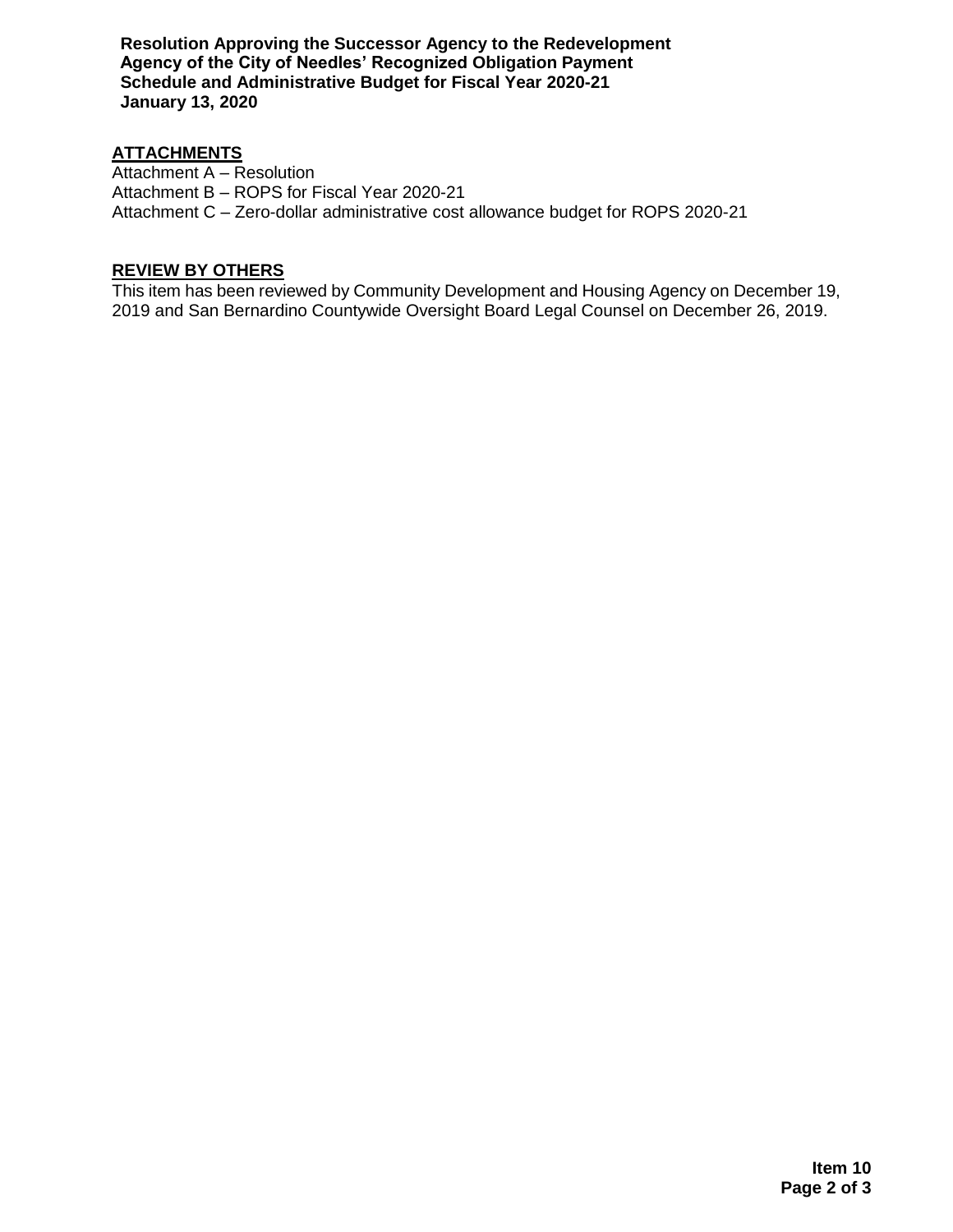## ATTACHMENTS

Attachment A – Resolution
Attachment B – ROPS for Fiscal Year 2020-21
Attachment C – Zero-dollar administrative cost allowance budget for ROPS 2020-21

## REVIEW BY OTHERS

This item has been reviewed by Community Development and Housing Agency on December 19, 2019 and San Bernardino Countywide Oversight Board Legal Counsel on December 26, 2019.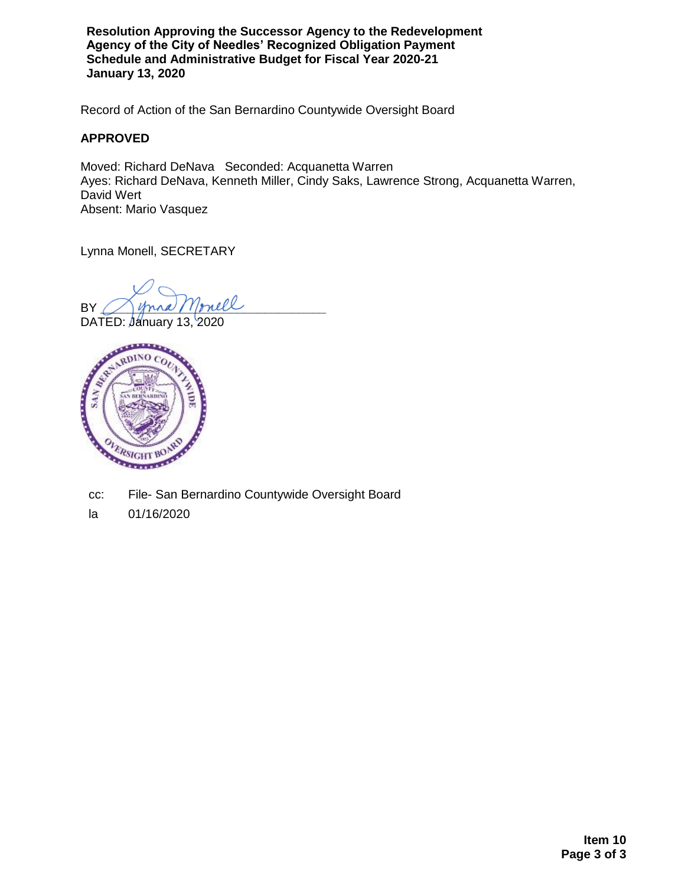**Resolution Approving the Successor Agency to the Redevelopment Agency of the City of Needles' Recognized Obligation Payment Schedule and Administrative Budget for Fiscal Year 2020-21**
**January 13, 2020**

Record of Action of the San Bernardino Countywide Oversight Board

**APPROVED**

Moved: Richard DeNava   Seconded: Acquanetta Warren
Ayes: Richard DeNava, Kenneth Miller, Cindy Saks, Lawrence Strong, Acquanetta Warren, David Wert
Absent: Mario Vasquez

Lynna Monell, SECRETARY

BY ______________________________
DATED: January 13, 2020

cc: File- San Bernardino Countywide Oversight Board

la 01/16/2020

**Item 10**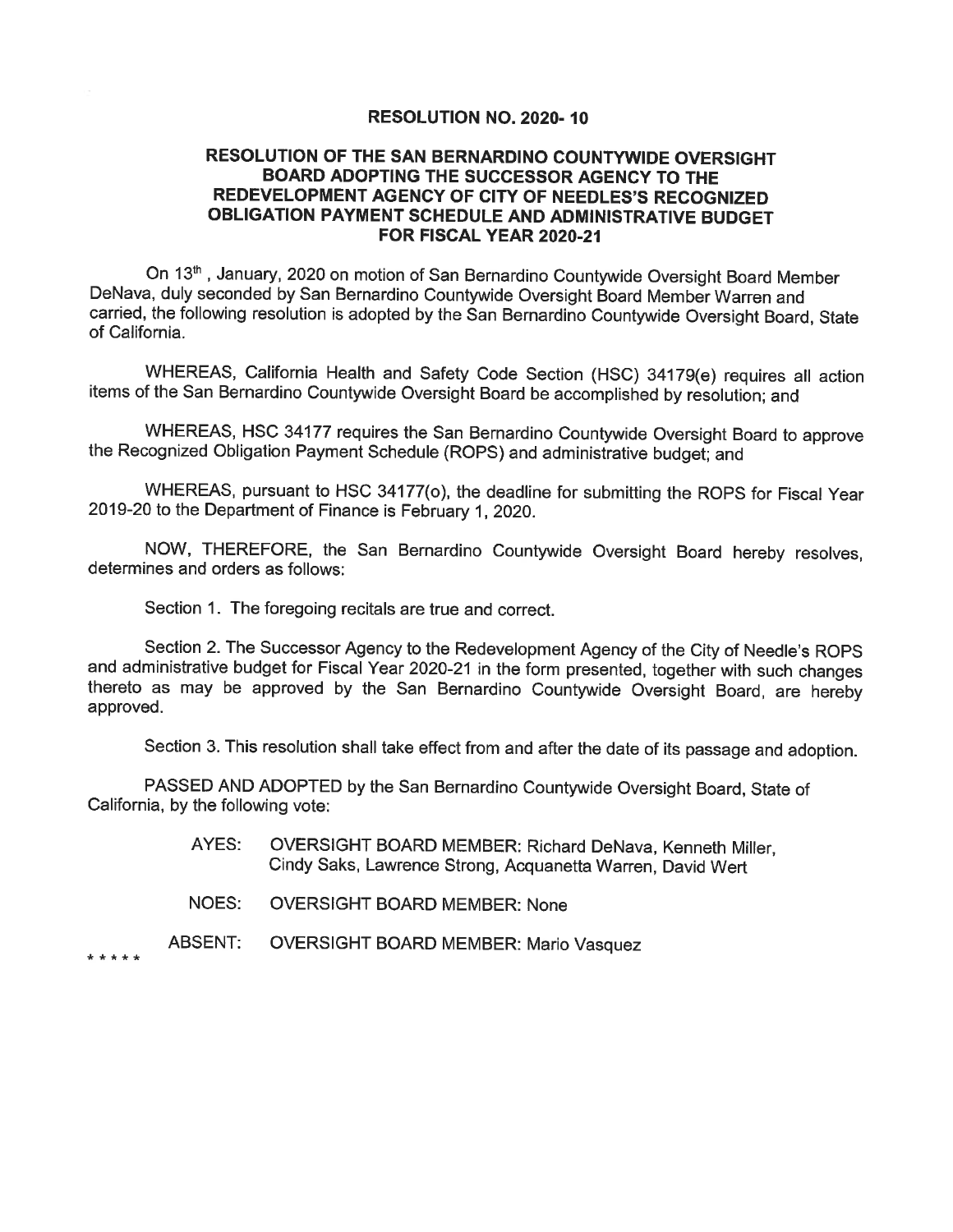# RESOLUTION NO. 2020- 10

## RESOLUTION OF THE SAN BERNARDINO COUNTYWIDE OVERSIGHT BOARD ADOPTING THE SUCCESSOR AGENCY TO THE REDEVELOPMENT AGENCY OF CITY OF NEEDLES'S RECOGNIZED OBLIGATION PAYMENT SCHEDULE AND ADMINISTRATIVE BUDGET FOR FISCAL YEAR 2020-21

On 13th , January, 2020 on motion of San Bernardino Countywide Oversight Board Member DeNava, duly seconded by San Bernardino Countywide Oversight Board Member Warren and carried, the following resolution is adopted by the San Bernardino Countywide Oversight Board, State of California.

WHEREAS, California Health and Safety Code Section (HSC) 34179(e) requires all action items of the San Bernardino Countywide Oversight Board be accomplished by resolution; and

WHEREAS, HSC 34177 requires the San Bernardino Countywide Oversight Board to approve the Recognized Obligation Payment Schedule (ROPS) and administrative budget; and

WHEREAS, pursuant to HSC 34177(o), the deadline for submitting the ROPS for Fiscal Year 2019-20 to the Department of Finance is February 1, 2020.

NOW, THEREFORE, the San Bernardino Countywide Oversight Board hereby resolves, determines and orders as follows:

Section 1. The foregoing recitals are true and correct.

Section 2. The Successor Agency to the Redevelopment Agency of the City of Needle's ROPS and administrative budget for Fiscal Year 2020-21 in the form presented, together with such changes thereto as may be approved by the San Bernardino Countywide Oversight Board, are hereby approved.

Section 3. This resolution shall take effect from and after the date of its passage and adoption.

PASSED AND ADOPTED by the San Bernardino Countywide Oversight Board, State of California, by the following vote:

AYES: OVERSIGHT BOARD MEMBER: Richard DeNava, Kenneth Miller, Cindy Saks, Lawrence Strong, Acquanetta Warren, David Wert

NOES: OVERSIGHT BOARD MEMBER: None

ABSENT: OVERSIGHT BOARD MEMBER: Mario Vasquez

* * * * *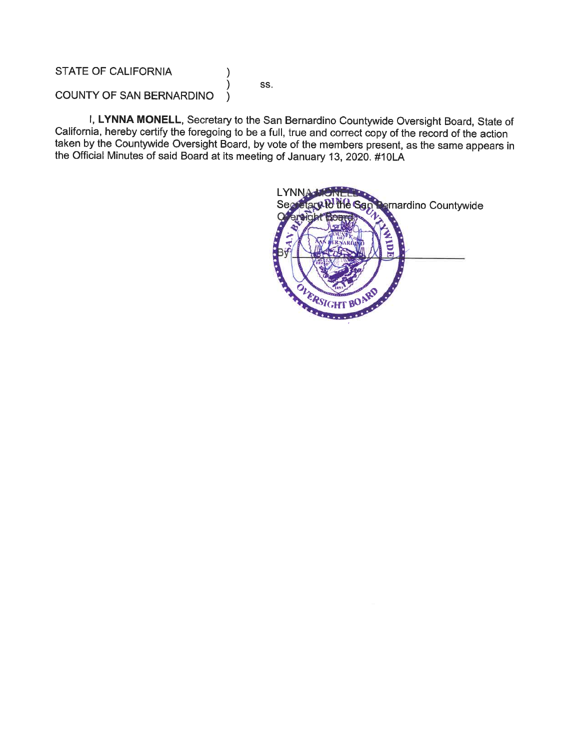STATE OF CALIFORNIA )
                                        ) ss.
COUNTY OF SAN BERNARDINO )

I, **LYNNA MONELL**, Secretary to the San Bernardino Countywide Oversight Board, State of California, hereby certify the foregoing to be a full, true and correct copy of the record of the action taken by the Countywide Oversight Board, by vote of the members present, as the same appears in the Official Minutes of said Board at its meeting of January 13, 2020. #10LA

LYNNA MONELL
Secretary to the San Bernardino Countywide Oversight Board

By ______________________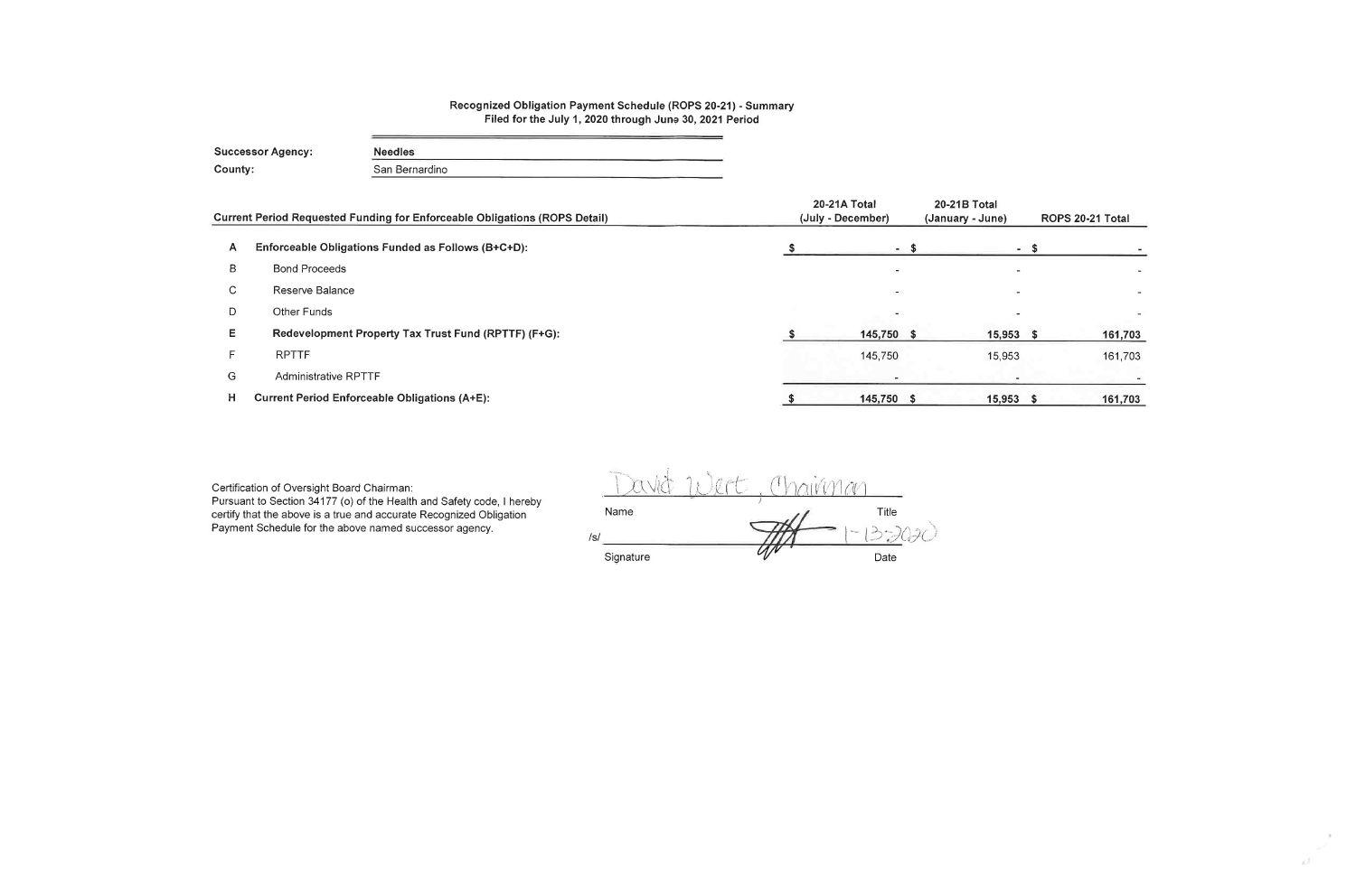**Recognized Obligation Payment Schedule (ROPS 20-21) - Summary**
**Filed for the July 1, 2020 through June 30, 2021 Period**

| | |
|---|---|
| **Successor Agency:** | **Needles** |
| **County:** | San Bernardino |

| | Current Period Requested Funding for Enforceable Obligations (ROPS Detail) | 20-21A Total (July - December) | 20-21B Total (January - June) | ROPS 20-21 Total |
|---|---|---|---|---|
| A | **Enforceable Obligations Funded as Follows (B+C+D):** | $ - | $ - | $ - |
| B | Bond Proceeds | - | - | - |
| C | Reserve Balance | - | - | - |
| D | Other Funds | - | - | - |
| E | **Redevelopment Property Tax Trust Fund (RPTTF) (F+G):** | $ 145,750 | $ 15,953 | $ 161,703 |
| F | RPTTF | 145,750 | 15,953 | 161,703 |
| G | Administrative RPTTF | - | - | - |
| H | **Current Period Enforceable Obligations (A+E):** | $ 145,750 | $ 15,953 | $ 161,703 |

Certification of Oversight Board Chairman:
Pursuant to Section 34177 (o) of the Health and Safety code, I hereby certify that the above is a true and accurate Recognized Obligation Payment Schedule for the above named successor agency.

David Wert, Chairman

Name | Title

/s/ [signature] 1-13-2020

Signature | Date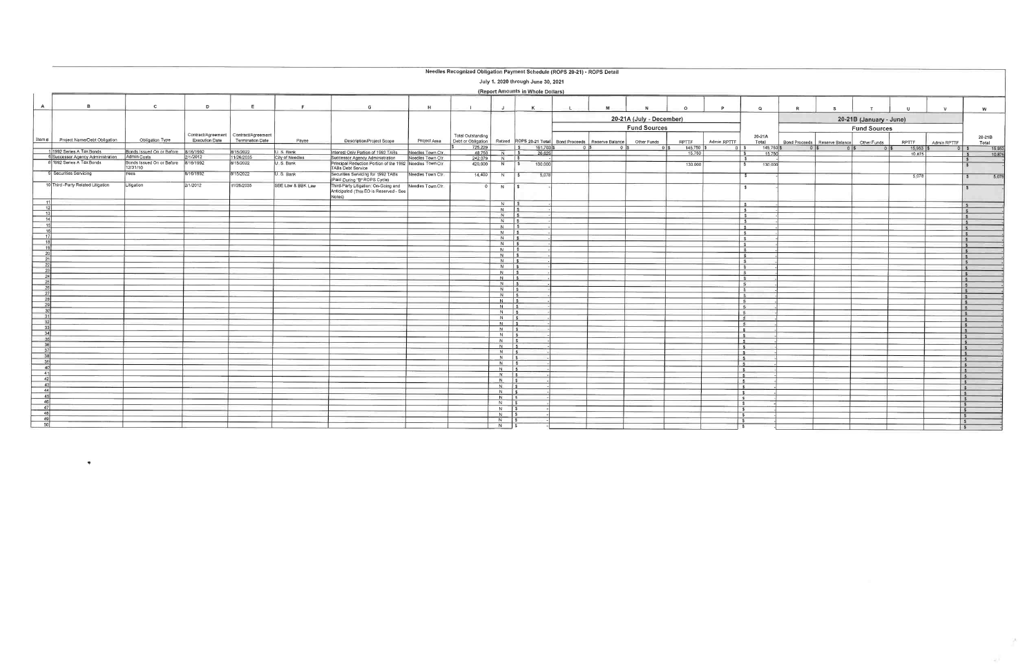# Needles Recognized Obligation Payment Schedule (ROPS 20-21) - ROPS Detail

July 1, 2020 through June 30, 2021

(Report Amounts in Whole Dollars)

| A | B | C | D | E | F | G | H | I | J | K | L | M | N | O | P | Q | R | S | T | U | V | W |
|---|---|---|---|---|---|---|---|---|---|---|---|---|---|---|---|---|---|---|---|---|---|---|
| | | | | | | | | | | | 20-21A (July - December) | | | | | | 20-21B (January - June) | | | | | |
| | | | | | | | | | | | Fund Sources | | | | | | Fund Sources | | | | | |
| Item # | Project Name/Debt Obligation | Obligation Type | Contract/Agreement Execution Date | Contract/Agreement Termination Date | Payee | Description/Project Scope | Project Area | Total Outstanding Debt or Obligation | Retired | ROPS 20-21 Total | Bond Proceeds | Reserve Balance | Other Funds | RPTTF | Admin RPTTF | 20-21A Total | Bond Proceeds | Reserve Balance | Other Funds | RPTTF | Admin RPTTF | 20-21B Total |
| | | | | | | | | $ 725,229 | | $ 161,703 | $ 0 | $ 0 | $ 0 | $ 145,750 | $ 0 | $ 145,750 | $ 0 | $ 0 | $ 0 | $ 15,953 | $ 0 | $ 15,953 |
| 1 | 1992 Series A Tax Bonds | Bonds Issued On or Before 12/31/10 | 8/16/1992 | 8/15/2022 | U. S. Bank | Interest Only Portion of 1992 TABs | Needles Town Ctr. | 48,750 | N | $ 26,625 | | | | 15,750 | | $ 15,750 | | | | 10,875 | | $ 10,875 |
| 6 | Successor Agency Administration | Admin Costs | 2/1/2012 | 11/26/2035 | City of Needles | Successor Agency Administration | Needles Town Ctr. | 242,079 | N | $ - | | | | | | $ - | | | | | | $ - |
| 8 | 1992 Series A Tax Bonds | Bonds Issued On or Before 12/31/10 | 8/16/1992 | 8/15/2022 | U. S. Bank | Principal Reduction Portion of the 1992 TABs Debt Service | Needles Town Ctr. | 420,000 | N | $ 130,000 | | | | 130,000 | | $ 130,000 | | | | | | $ - |
| 9 | Securities Servicing | Fees | 8/16/1992 | 8/15/2022 | U. S. Bank | Securities Servicing for 1992 TABs (Paid During "B" ROPS Cycle) | Needles Town Ctr. | 14,400 | N | $ 5,078 | | | | | | $ - | | | | 5,078 | | $ 5,078 |
| 10 | Third-Party Related Litigation | Litigation | 2/1/2012 | 11/26/2035 | BBE Law & BBK Law | Third-Party Litigation: On-Going and Anticipated (This EO is Reserved - See Notes) | Needles Town Ctr. | 0 | N | $ - | | | | | | $ - | | | | | | $ - |
| 11 | | | | | | | | | N | $ - | | | | | | $ - | | | | | | $ - |
| 12 | | | | | | | | | N | $ - | | | | | | $ - | | | | | | $ - |
| 13 | | | | | | | | | N | $ - | | | | | | $ - | | | | | | $ - |
| 14 | | | | | | | | | N | $ - | | | | | | $ - | | | | | | $ - |
| 15 | | | | | | | | | N | $ - | | | | | | $ - | | | | | | $ - |
| 16 | | | | | | | | | N | $ - | | | | | | $ - | | | | | | $ - |
| 17 | | | | | | | | | N | $ - | | | | | | $ - | | | | | | $ - |
| 18 | | | | | | | | | N | $ - | | | | | | $ - | | | | | | $ - |
| 19 | | | | | | | | | N | $ - | | | | | | $ - | | | | | | $ - |
| 20 | | | | | | | | | N | $ - | | | | | | $ - | | | | | | $ - |
| 21 | | | | | | | | | N | $ - | | | | | | $ - | | | | | | $ - |
| 22 | | | | | | | | | N | $ - | | | | | | $ - | | | | | | $ - |
| 23 | | | | | | | | | N | $ - | | | | | | $ - | | | | | | $ - |
| 24 | | | | | | | | | N | $ - | | | | | | $ - | | | | | | $ - |
| 25 | | | | | | | | | N | $ - | | | | | | $ - | | | | | | $ - |
| 26 | | | | | | | | | N | $ - | | | | | | $ - | | | | | | $ - |
| 27 | | | | | | | | | N | $ - | | | | | | $ - | | | | | | $ - |
| 28 | | | | | | | | | N | $ - | | | | | | $ - | | | | | | $ - |
| 29 | | | | | | | | | N | $ - | | | | | | $ - | | | | | | $ - |
| 30 | | | | | | | | | N | $ - | | | | | | $ - | | | | | | $ - |
| 31 | | | | | | | | | N | $ - | | | | | | $ - | | | | | | $ - |
| 32 | | | | | | | | | N | $ - | | | | | | $ - | | | | | | $ - |
| 33 | | | | | | | | | N | $ - | | | | | | $ - | | | | | | $ - |
| 34 | | | | | | | | | N | $ - | | | | | | $ - | | | | | | $ - |
| 35 | | | | | | | | | N | $ - | | | | | | $ - | | | | | | $ - |
| 36 | | | | | | | | | N | $ - | | | | | | $ - | | | | | | $ - |
| 37 | | | | | | | | | N | $ - | | | | | | $ - | | | | | | $ - |
| 38 | | | | | | | | | N | $ - | | | | | | $ - | | | | | | $ - |
| 39 | | | | | | | | | N | $ - | | | | | | $ - | | | | | | $ - |
| 40 | | | | | | | | | N | $ - | | | | | | $ - | | | | | | $ - |
| 41 | | | | | | | | | N | $ - | | | | | | $ - | | | | | | $ - |
| 42 | | | | | | | | | N | $ - | | | | | | $ - | | | | | | $ - |
| 43 | | | | | | | | | N | $ - | | | | | | $ - | | | | | | $ - |
| 44 | | | | | | | | | N | $ - | | | | | | $ - | | | | | | $ - |
| 45 | | | | | | | | | N | $ - | | | | | | $ - | | | | | | $ - |
| 46 | | | | | | | | | N | $ - | | | | | | $ - | | | | | | $ - |
| 47 | | | | | | | | | N | $ - | | | | | | $ - | | | | | | $ - |
| 48 | | | | | | | | | N | $ - | | | | | | $ - | | | | | | $ - |
| 49 | | | | | | | | | N | $ - | | | | | | $ - | | | | | | $ - |
| 50 | | | | | | | | | N | $ - | | | | | | $ - | | | | | | $ - |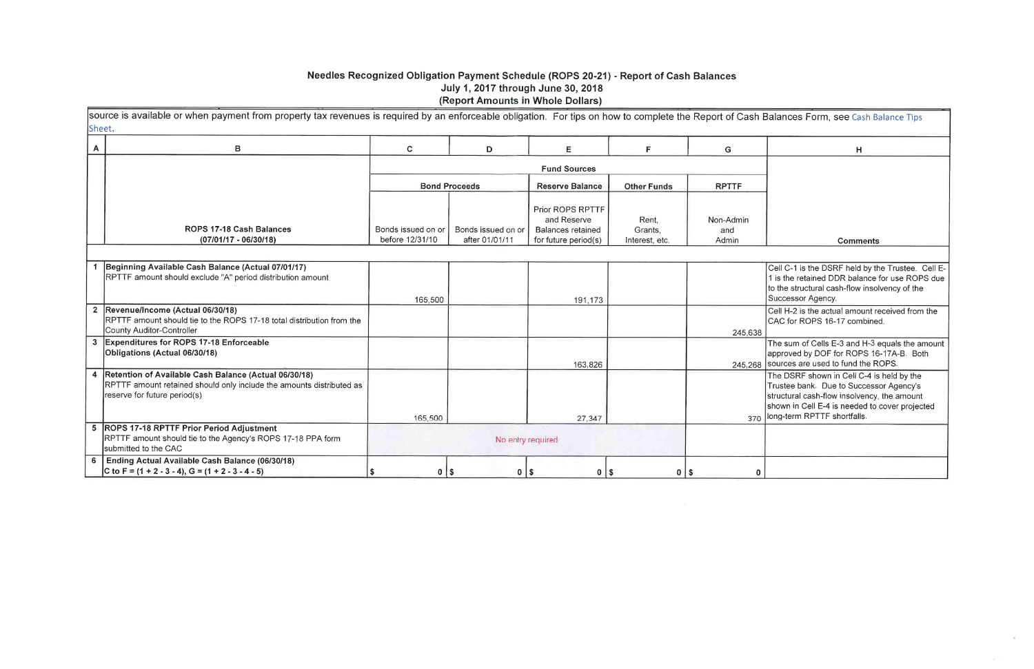# Needles Recognized Obligation Payment Schedule (ROPS 20-21) - Report of Cash Balances

## July 1, 2017 through June 30, 2018

## (Report Amounts in Whole Dollars)

source is available or when payment from property tax revenues is required by an enforceable obligation. For tips on how to complete the Report of Cash Balances Form, see Cash Balance Tips Sheet.

| A | B | C | D | E | F | G | H |
|---|---|---|---|---|---|---|---|
| | | Fund Sources | | | | | |
| | | Bond Proceeds | | Reserve Balance | Other Funds | RPTTF | |
| | ROPS 17-18 Cash Balances (07/01/17 - 06/30/18) | Bonds issued on or before 12/31/10 | Bonds issued on or after 01/01/11 | Prior ROPS RPTTF and Reserve Balances retained for future period(s) | Rent, Grants, Interest, etc. | Non-Admin and Admin | Comments |
| 1 | **Beginning Available Cash Balance (Actual 07/01/17)** RPTTF amount should exclude "A" period distribution amount | 165,500 | | 191,173 | | | Cell C-1 is the DSRF held by the Trustee. Cell E-1 is the retained DDR balance for use ROPS due to the structural cash-flow insolvency of the Successor Agency. |
| 2 | **Revenue/Income (Actual 06/30/18)** RPTTF amount should tie to the ROPS 17-18 total distribution from the County Auditor-Controller | | | | | 245,638 | Cell H-2 is the actual amount received from the CAC for ROPS 16-17 combined. |
| 3 | **Expenditures for ROPS 17-18 Enforceable Obligations (Actual 06/30/18)** | | | 163,826 | | 245,268 | The sum of Cells E-3 and H-3 equals the amount approved by DOF for ROPS 16-17A-B. Both sources are used to fund the ROPS. |
| 4 | **Retention of Available Cash Balance (Actual 06/30/18)** RPTTF amount retained should only include the amounts distributed as reserve for future period(s) | 165,500 | | 27,347 | | 370 | The DSRF shown in Cell C-4 is held by the Trustee bank. Due to Successor Agency's structural cash-flow insolvency, the amount shown in Cell E-4 is needed to cover projected long-term RPTTF shortfalls. |
| 5 | **ROPS 17-18 RPTTF Prior Period Adjustment** RPTTF amount should tie to the Agency's ROPS 17-18 PPA form submitted to the CAC | No entry required | | | | | |
| 6 | **Ending Actual Available Cash Balance (06/30/18)** C to F = (1 + 2 - 3 - 4), G = (1 + 2 - 3 - 4 - 5) | $ 0 | $ 0 | $ 0 | $ 0 | $ 0 | |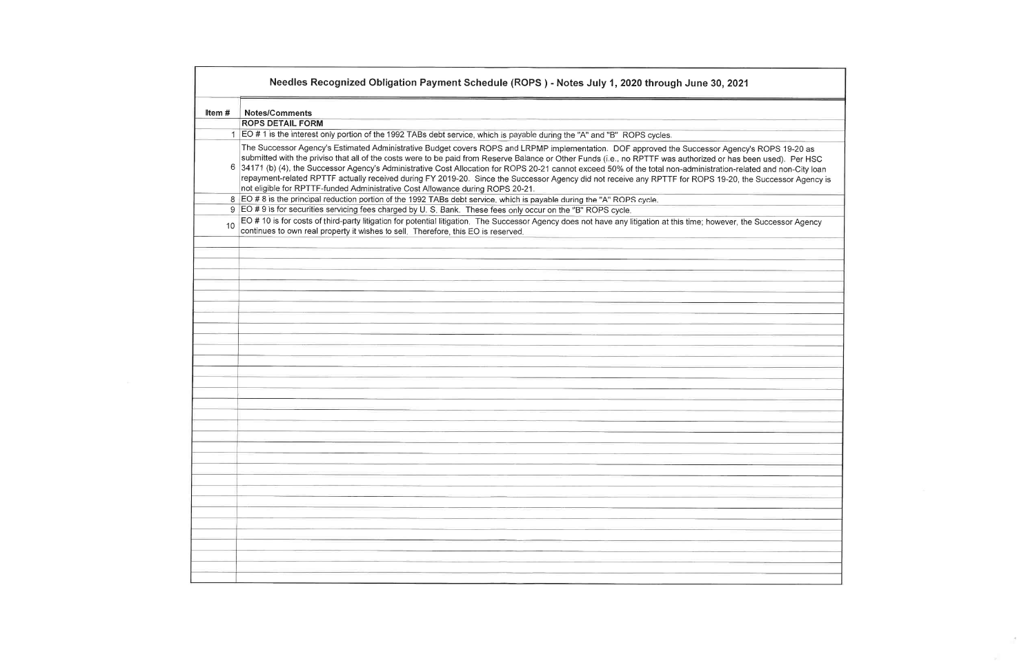## Needles Recognized Obligation Payment Schedule (ROPS ) - Notes July 1, 2020 through June 30, 2021

| Item # | Notes/Comments |
|---|---|
| | **ROPS DETAIL FORM** |
| 1 | EO # 1 is the interest only portion of the 1992 TABs debt service, which is payable during the "A" and "B" ROPS cycles. |
| 6 | The Successor Agency's Estimated Administrative Budget covers ROPS and LRPMP implementation. DOF approved the Successor Agency's ROPS 19-20 as submitted with the priviso that all of the costs were to be paid from Reserve Balance or Other Funds (i.e., no RPTTF was authorized or has been used). Per HSC 34171 (b) (4), the Successor Agency's Administrative Cost Allocation for ROPS 20-21 cannot exceed 50% of the total non-administration-related and non-City loan repayment-related RPTTF actually received during FY 2019-20. Since the Successor Agency did not receive any RPTTF for ROPS 19-20, the Successor Agency is not eligible for RPTTF-funded Administrative Cost Allowance during ROPS 20-21. |
| 8 | EO # 8 is the principal reduction portion of the 1992 TABs debt service, which is payable during the "A" ROPS cycle. |
| 9 | EO # 9 is for securities servicing fees charged by U. S. Bank. These fees only occur on the "B" ROPS cycle. |
| 10 | EO # 10 is for costs of third-party litigation for potential litigation. The Successor Agency does not have any litigation at this time; however, the Successor Agency continues to own real property it wishes to sell. Therefore, this EO is reserved. |